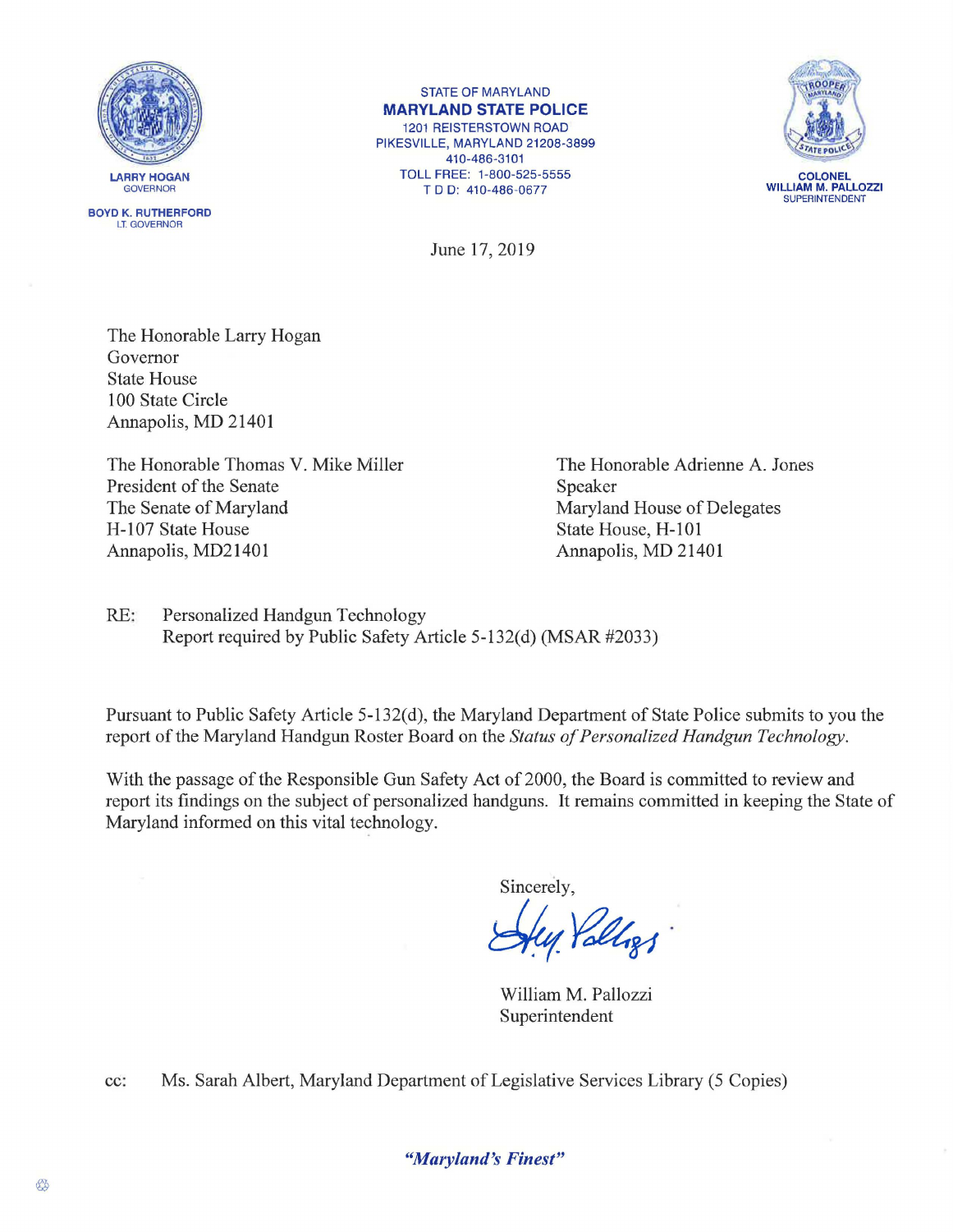LARRY HOGAN
GOVERNOR

BOYD K. RUTHERFORD
LT. GOVERNOR

STATE OF MARYLAND
**MARYLAND STATE POLICE**
1201 REISTERSTOWN ROAD
PIKESVILLE, MARYLAND 21208-3899
410-486-3101
TOLL FREE: 1-800-525-5555
T D D: 410-486-0677

COLONEL
WILLIAM M. PALLOZZI
SUPERINTENDENT

June 17, 2019

The Honorable Larry Hogan
Governor
State House
100 State Circle
Annapolis, MD 21401

The Honorable Thomas V. Mike Miller
President of the Senate
The Senate of Maryland
H-107 State House
Annapolis, MD21401

The Honorable Adrienne A. Jones
Speaker
Maryland House of Delegates
State House, H-101
Annapolis, MD 21401

RE: Personalized Handgun Technology
Report required by Public Safety Article 5-132(d) (MSAR #2033)

Pursuant to Public Safety Article 5-132(d), the Maryland Department of State Police submits to you the report of the Maryland Handgun Roster Board on the *Status of Personalized Handgun Technology*.

With the passage of the Responsible Gun Safety Act of 2000, the Board is committed to review and report its findings on the subject of personalized handguns. It remains committed in keeping the State of Maryland informed on this vital technology.

Sincerely,

William M. Pallozzi
Superintendent

cc: Ms. Sarah Albert, Maryland Department of Legislative Services Library (5 Copies)

*"Maryland's Finest"*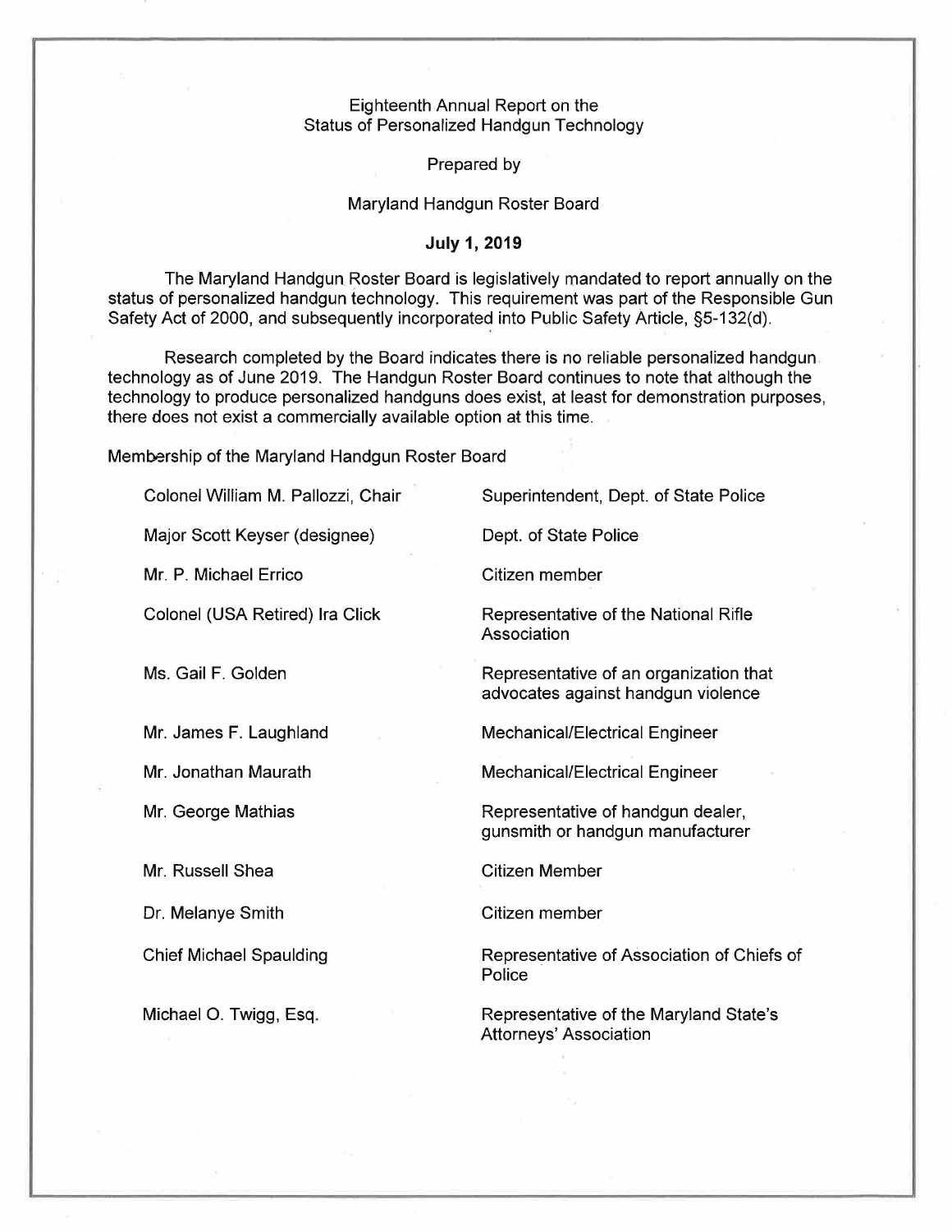Eighteenth Annual Report on the
Status of Personalized Handgun Technology

Prepared by

Maryland Handgun Roster Board

**July 1, 2019**

The Maryland Handgun Roster Board is legislatively mandated to report annually on the status of personalized handgun technology. This requirement was part of the Responsible Gun Safety Act of 2000, and subsequently incorporated into Public Safety Article, §5-132(d).

Research completed by the Board indicates there is no reliable personalized handgun technology as of June 2019. The Handgun Roster Board continues to note that although the technology to produce personalized handguns does exist, at least for demonstration purposes, there does not exist a commercially available option at this time.

Membership of the Maryland Handgun Roster Board

| | |
|---|---|
| Colonel William M. Pallozzi, Chair | Superintendent, Dept. of State Police |
| Major Scott Keyser (designee) | Dept. of State Police |
| Mr. P. Michael Errico | Citizen member |
| Colonel (USA Retired) Ira Click | Representative of the National Rifle Association |
| Ms. Gail F. Golden | Representative of an organization that advocates against handgun violence |
| Mr. James F. Laughland | Mechanical/Electrical Engineer |
| Mr. Jonathan Maurath | Mechanical/Electrical Engineer |
| Mr. George Mathias | Representative of handgun dealer, gunsmith or handgun manufacturer |
| Mr. Russell Shea | Citizen Member |
| Dr. Melanye Smith | Citizen member |
| Chief Michael Spaulding | Representative of Association of Chiefs of Police |
| Michael O. Twigg, Esq. | Representative of the Maryland State's Attorneys' Association |